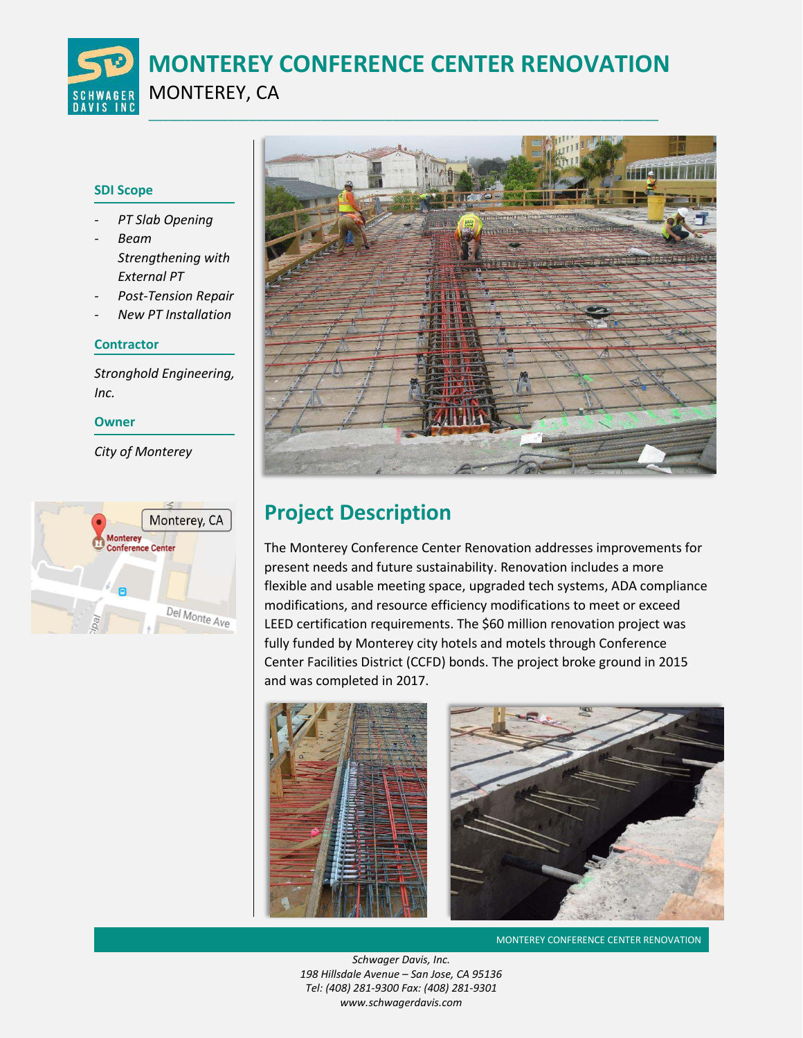# MONTEREY CONFERENCE CENTER RENOVATION

MONTEREY, CA

### SDI Scope

- *PT Slab Opening*
- *Beam Strengthening with External PT*
- *Post-Tension Repair*
- *New PT Installation*

### Contractor

*Stronghold Engineering, Inc.*

### Owner

*City of Monterey*

## Project Description

The Monterey Conference Center Renovation addresses improvements for present needs and future sustainability. Renovation includes a more flexible and usable meeting space, upgraded tech systems, ADA compliance modifications, and resource efficiency modifications to meet or exceed LEED certification requirements. The $60 million renovation project was fully funded by Monterey city hotels and motels through Conference Center Facilities District (CCFD) bonds. The project broke ground in 2015 and was completed in 2017.

*Schwager Davis, Inc.*
*198 Hillsdale Avenue – San Jose, CA 95136*
*Tel: (408) 281-9300 Fax: (408) 281-9301*
*www.schwagerdavis.com*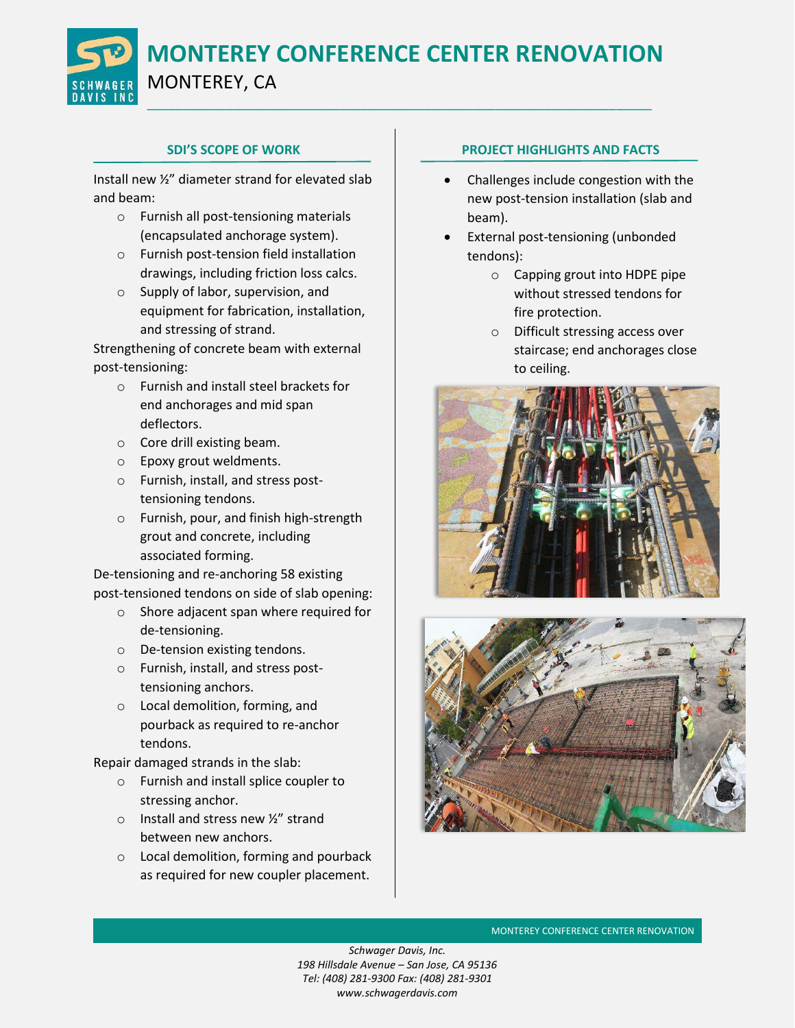# MONTEREY CONFERENCE CENTER RENOVATION

MONTEREY, CA

## SDI'S SCOPE OF WORK

Install new ½" diameter strand for elevated slab and beam:

- Furnish all post-tensioning materials (encapsulated anchorage system).
- Furnish post-tension field installation drawings, including friction loss calcs.
- Supply of labor, supervision, and equipment for fabrication, installation, and stressing of strand.

Strengthening of concrete beam with external post-tensioning:

- Furnish and install steel brackets for end anchorages and mid span deflectors.
- Core drill existing beam.
- Epoxy grout weldments.
- Furnish, install, and stress post-tensioning tendons.
- Furnish, pour, and finish high-strength grout and concrete, including associated forming.

De-tensioning and re-anchoring 58 existing post-tensioned tendons on side of slab opening:

- Shore adjacent span where required for de-tensioning.
- De-tension existing tendons.
- Furnish, install, and stress post-tensioning anchors.
- Local demolition, forming, and pourback as required to re-anchor tendons.

Repair damaged strands in the slab:

- Furnish and install splice coupler to stressing anchor.
- Install and stress new ½" strand between new anchors.
- Local demolition, forming and pourback as required for new coupler placement.

## PROJECT HIGHLIGHTS AND FACTS

- Challenges include congestion with the new post-tension installation (slab and beam).
- External post-tensioning (unbonded tendons):
  - Capping grout into HDPE pipe without stressed tendons for fire protection.
  - Difficult stressing access over staircase; end anchorages close to ceiling.

*Schwager Davis, Inc.*
*198 Hillsdale Avenue – San Jose, CA 95136*
*Tel: (408) 281-9300 Fax: (408) 281-9301*
*www.schwagerdavis.com*